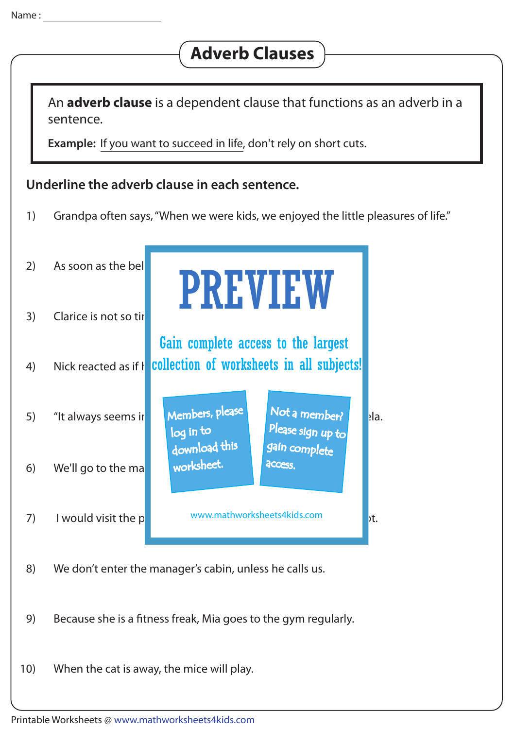Name : ____________________

# Adverb Clauses

An **adverb clause** is a dependent clause that functions as an adverb in a sentence.

**Example:** If you want to succeed in life, don't rely on short cuts.

**Underline the adverb clause in each sentence.**

1) Grandpa often says, "When we were kids, we enjoyed the little pleasures of life."

2) As soon as the bel

3) Clarice is not so tir

4) Nick reacted as if h

5) "It always seems ir ela.

6) We'll go to the ma

7) I would visit the p t.

PREVIEW

Gain complete access to the largest collection of worksheets in all subjects!

Members, please log in to download this worksheet.

Not a member? Please sign up to gain complete access.

www.mathworksheets4kids.com

8) We don't enter the manager's cabin, unless he calls us.

9) Because she is a fitness freak, Mia goes to the gym regularly.

10) When the cat is away, the mice will play.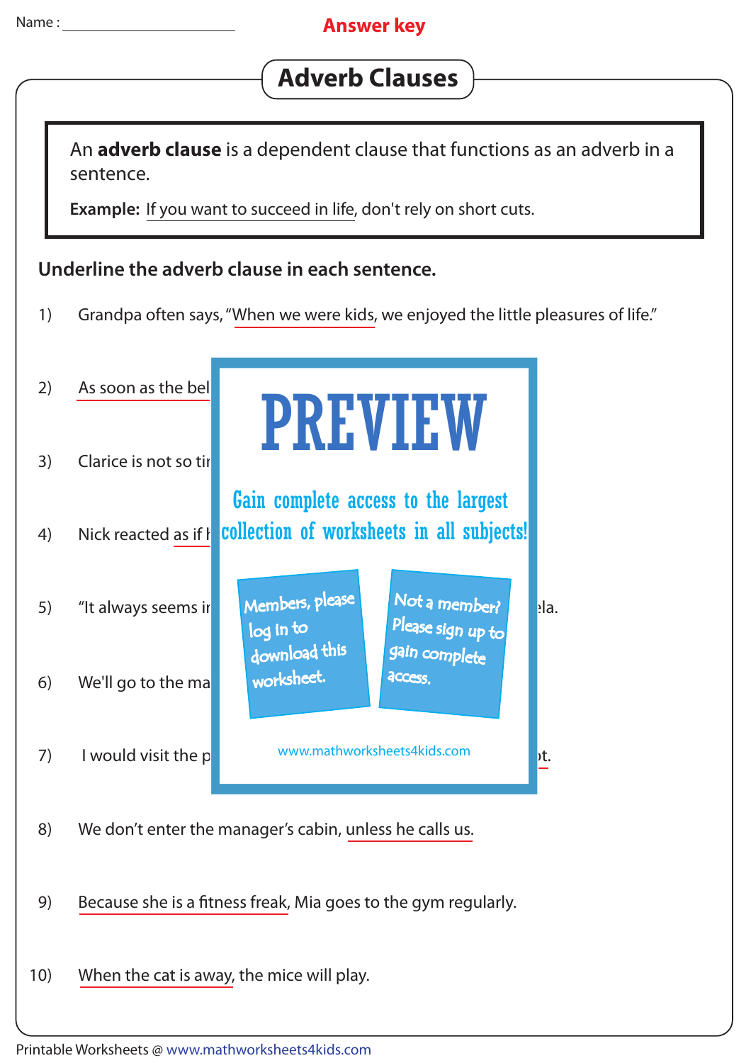Name : ____________________

**Answer key**

# Adverb Clauses

An **adverb clause** is a dependent clause that functions as an adverb in a sentence.

**Example:** If you want to succeed in life, don't rely on short cuts.

**Underline the adverb clause in each sentence.**

1) Grandpa often says, "When we were kids, we enjoyed the little pleasures of life."

2) As soon as the bel

3) Clarice is not so ti

4) Nick reacted as if h

5) "It always seems i ela.

6) We'll go to the ma

7) I would visit the p t.

PREVIEW

Gain complete access to the largest collection of worksheets in all subjects!

Members, please log in to download this worksheet.

Not a member? Please sign up to gain complete access.

www.mathworksheets4kids.com

8) We don't enter the manager's cabin, unless he calls us.

9) Because she is a fitness freak, Mia goes to the gym regularly.

10) When the cat is away, the mice will play.

Printable Worksheets @ www.mathworksheets4kids.com